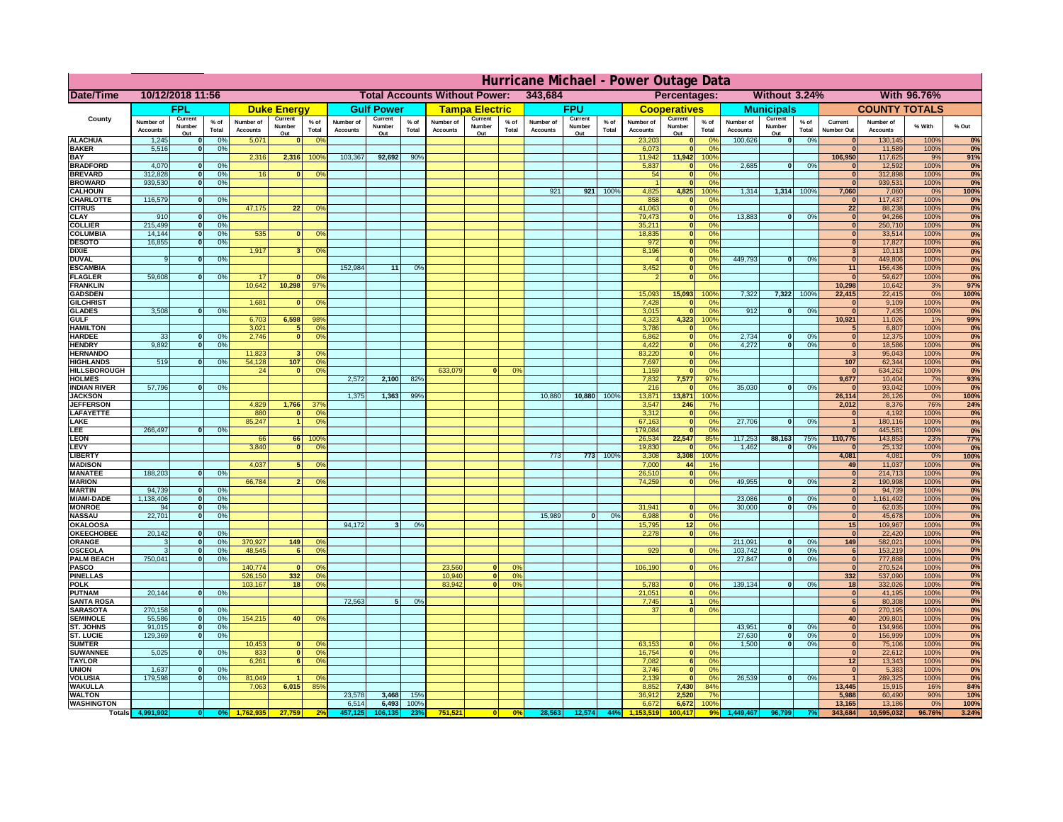# Hurricane Michael - Power Outage Data

**Date/Time:** 10/12/2018 11:56 | **Total Accounts Without Power:** 343,684 | **Percentages:** Without 3.24% | With 96.76%

| County | FPL | | | Duke Energy | | | Gulf Power | | | Tampa Electric | | | FPU | | | Cooperatives | | | Municipals | | | COUNTY TOTALS | | | |
|---|---|---|---|---|---|---|---|---|---|---|---|---|---|---|---|---|---|---|---|---|---|---|---|---|---|
| | Number of Accounts | Current Number Out | % of Total | Number of Accounts | Current Number Out | % of Total | Number of Accounts | Current Number Out | % of Total | Number of Accounts | Current Number Out | % of Total | Number of Accounts | Current Number Out | % of Total | Number of Accounts | Current Number Out | % of Total | Number of Accounts | Current Number Out | % of Total | Current Number Out | Number of Accounts | % With | % Out |
| ALACHUA | 1,245 | 0 | 0% | 5,071 | 0 | 0% | | | | | | | | | | 23,203 | 0 | 0% | 100,626 | 0 | 0% | 0 | 130,145 | 100% | 0% |
| BAKER | 5,516 | 0 | 0% | | | | | | | | | | | | | 6,073 | 0 | 0% | | | | 0 | 11,589 | 100% | 0% |
| BAY | | | | 2,316 | 2,316 | 100% | 103,367 | 92,692 | 90% | | | | | | | 11,942 | 11,942 | 100% | | | | 106,950 | 117,625 | 9% | 91% |
| BRADFORD | 4,070 | 0 | 0% | | | | | | | | | | | | | 5,837 | 0 | 0% | 2,685 | 0 | 0% | 0 | 12,592 | 100% | 0% |
| BREVARD | 312,828 | 0 | 0% | 16 | 0 | 0% | | | | | | | | | | 54 | 0 | 0% | | | | 0 | 312,898 | 100% | 0% |
| BROWARD | 939,530 | 0 | 0% | | | | | | | | | | | | | 1 | 0 | 0% | | | | 0 | 939,531 | 100% | 0% |
| CALHOUN | | | | | | | | | | | | | 921 | 921 | 100% | 4,825 | 4,825 | 100% | 1,314 | 1,314 | 100% | 7,060 | 7,060 | 0% | 100% |
| CHARLOTTE | 116,579 | 0 | 0% | | | | | | | | | | | | | 858 | 0 | 0% | | | | 0 | 117,437 | 100% | 0% |
| CITRUS | | | | 47,175 | 22 | 0% | | | | | | | | | | 41,063 | 0 | 0% | | | | 22 | 88,238 | 100% | 0% |
| CLAY | 910 | 0 | 0% | | | | | | | | | | | | | 79,473 | 0 | 0% | 13,883 | 0 | 0% | 0 | 94,266 | 100% | 0% |
| COLLIER | 215,499 | 0 | 0% | | | | | | | | | | | | | 35,211 | 0 | 0% | | | | 0 | 250,710 | 100% | 0% |
| COLUMBIA | 14,144 | 0 | 0% | 535 | 0 | 0% | | | | | | | | | | 18,835 | 0 | 0% | | | | 0 | 33,514 | 100% | 0% |
| DESOTO | 16,855 | 0 | 0% | | | | | | | | | | | | | 972 | 0 | 0% | | | | 0 | 17,827 | 100% | 0% |
| DIXIE | | | | 1,917 | 3 | 0% | | | | | | | | | | 8,196 | 0 | 0% | | | | 3 | 10,113 | 100% | 0% |
| DUVAL | 9 | 0 | 0% | | | | | | | | | | | | | 4 | 0 | 0% | 449,793 | 0 | 0% | 0 | 449,806 | 100% | 0% |
| ESCAMBIA | | | | | | | 152,984 | 11 | 0% | | | | | | | 3,452 | 0 | 0% | | | | 11 | 156,436 | 100% | 0% |
| FLAGLER | 59,608 | 0 | 0% | 17 | 0 | 0% | | | | | | | | | | 2 | 0 | 0% | | | | 0 | 59,627 | 100% | 0% |
| FRANKLIN | | | | 10,642 | 10,298 | 97% | | | | | | | | | | | | | | | | 10,298 | 10,642 | 3% | 97% |
| GADSDEN | | | | | | | | | | | | | | | | 15,093 | 15,093 | 100% | 7,322 | 7,322 | 100% | 22,415 | 22,415 | 0% | 100% |
| GILCHRIST | | | | 1,681 | 0 | 0% | | | | | | | | | | 7,428 | 0 | 0% | | | | 0 | 9,109 | 100% | 0% |
| GLADES | 3,508 | 0 | 0% | | | | | | | | | | | | | 3,015 | 0 | 0% | 912 | 0 | 0% | 0 | 7,435 | 100% | 0% |
| GULF | | | | 6,703 | 6,598 | 98% | | | | | | | | | | 4,323 | 4,323 | 100% | | | | 10,921 | 11,026 | 1% | 99% |
| HAMILTON | | | | 3,021 | 5 | 0% | | | | | | | | | | 3,786 | 0 | 0% | | | | 5 | 6,807 | 100% | 0% |
| HARDEE | 33 | 0 | 0% | 2,746 | 0 | 0% | | | | | | | | | | 6,862 | 0 | 0% | 2,734 | 0 | 0% | 0 | 12,375 | 100% | 0% |
| HENDRY | 9,892 | 0 | 0% | | | | | | | | | | | | | 4,422 | 0 | 0% | 4,272 | 0 | 0% | 0 | 18,586 | 100% | 0% |
| HERNANDO | | | | 11,823 | 3 | 0% | | | | | | | | | | 83,220 | 0 | 0% | | | | 3 | 95,043 | 100% | 0% |
| HIGHLANDS | 519 | 0 | 0% | 54,128 | 107 | 0% | | | | | | | | | | 7,697 | 0 | 0% | | | | 107 | 62,344 | 100% | 0% |
| HILLSBOROUGH | | | | 24 | 0 | 0% | | | | 633,079 | 0 | 0% | | | | 1,159 | 0 | 0% | | | | 0 | 634,262 | 100% | 0% |
| HOLMES | | | | | | | 2,572 | 2,100 | 82% | | | | | | | 7,832 | 7,577 | 97% | | | | 9,677 | 10,404 | 7% | 93% |
| INDIAN RIVER | 57,796 | 0 | 0% | | | | | | | | | | | | | 216 | 0 | 0% | 35,030 | 0 | 0% | 0 | 93,042 | 100% | 0% |
| JACKSON | | | | | | | 1,375 | 1,363 | 99% | | | | 10,880 | 10,880 | 100% | 13,871 | 13,871 | 100% | | | | 26,114 | 26,126 | 0% | 100% |
| JEFFERSON | | | | 4,829 | 1,766 | 37% | | | | | | | | | | 3,547 | 246 | 7% | | | | 2,012 | 8,376 | 76% | 24% |
| LAFAYETTE | | | | 880 | 0 | 0% | | | | | | | | | | 3,312 | 0 | 0% | | | | 0 | 4,192 | 100% | 0% |
| LAKE | | | | 85,247 | 1 | 0% | | | | | | | | | | 67,163 | 0 | 0% | 27,706 | 0 | 0% | 1 | 180,116 | 100% | 0% |
| LEE | 266,497 | 0 | 0% | | | | | | | | | | | | | 179,084 | 0 | 0% | | | | 0 | 445,581 | 100% | 0% |
| LEON | | | | 66 | 66 | 100% | | | | | | | | | | 26,534 | 22,547 | 85% | 117,253 | 88,163 | 75% | 110,776 | 143,853 | 23% | 77% |
| LEVY | | | | 3,840 | 0 | 0% | | | | | | | | | | 19,830 | 0 | 0% | 1,462 | 0 | 0% | 0 | 25,132 | 100% | 0% |
| LIBERTY | | | | | | | | | | | | | 773 | 773 | 100% | 3,308 | 3,308 | 100% | | | | 4,081 | 4,081 | 0% | 100% |
| MADISON | | | | 4,037 | 5 | 0% | | | | | | | | | | 7,000 | 44 | 1% | | | | 49 | 11,037 | 100% | 0% |
| MANATEE | 188,203 | 0 | 0% | | | | | | | | | | | | | 26,510 | 0 | 0% | | | | 0 | 214,713 | 100% | 0% |
| MARION | | | | 66,784 | 2 | 0% | | | | | | | | | | 74,259 | 0 | 0% | 49,955 | 0 | 0% | 2 | 190,998 | 100% | 0% |
| MARTIN | 94,739 | 0 | 0% | | | | | | | | | | | | | | | | | | | 0 | 94,739 | 100% | 0% |
| MIAMI-DADE | 1,138,406 | 0 | 0% | | | | | | | | | | | | | | | | 23,086 | 0 | 0% | 0 | 1,161,492 | 100% | 0% |
| MONROE | 94 | 0 | 0% | | | | | | | | | | | | | 31,941 | 0 | 0% | 30,000 | 0 | 0% | 0 | 62,035 | 100% | 0% |
| NASSAU | 22,701 | 0 | 0% | | | | | | | | | | 15,989 | 0 | 0% | 6,988 | 0 | 0% | | | | 0 | 45,678 | 100% | 0% |
| OKALOOSA | | | | | | | 94,172 | 3 | 0% | | | | | | | 15,795 | 12 | 0% | | | | 15 | 109,967 | 100% | 0% |
| OKEECHOBEE | 20,142 | 0 | 0% | | | | | | | | | | | | | 2,278 | 0 | 0% | | | | 0 | 22,420 | 100% | 0% |
| ORANGE | 3 | 0 | 0% | 370,927 | 149 | 0% | | | | | | | | | | | | | 211,091 | 0 | 0% | 149 | 582,021 | 100% | 0% |
| OSCEOLA | 3 | 0 | 0% | 48,545 | 6 | 0% | | | | | | | | | | 929 | 0 | 0% | 103,742 | 0 | 0% | 6 | 153,219 | 100% | 0% |
| PALM BEACH | 750,041 | 0 | 0% | | | | | | | | | | | | | | | | 27,847 | 0 | 0% | 0 | 777,888 | 100% | 0% |
| PASCO | | | | 140,774 | 0 | 0% | | | | 23,560 | 0 | 0% | | | | 106,190 | 0 | 0% | | | | 0 | 270,524 | 100% | 0% |
| PINELLAS | | | | 526,150 | 332 | 0% | | | | 10,940 | 0 | 0% | | | | | | | | | | 332 | 537,090 | 100% | 0% |
| POLK | | | | 103,167 | 18 | 0% | | | | 83,942 | 0 | 0% | | | | 5,783 | 0 | 0% | 139,134 | 0 | 0% | 18 | 332,026 | 100% | 0% |
| PUTNAM | 20,144 | 0 | 0% | | | | | | | | | | | | | 21,051 | 0 | 0% | | | | 0 | 41,195 | 100% | 0% |
| SANTA ROSA | | | | | | | 72,563 | 5 | 0% | | | | | | | 7,745 | 1 | 0% | | | | 6 | 80,308 | 100% | 0% |
| SARASOTA | 270,158 | 0 | 0% | | | | | | | | | | | | | 37 | 0 | 0% | | | | 0 | 270,195 | 100% | 0% |
| SEMINOLE | 55,586 | 0 | 0% | 154,215 | 40 | 0% | | | | | | | | | | | | | | | | 40 | 209,801 | 100% | 0% |
| ST. JOHNS | 91,015 | 0 | 0% | | | | | | | | | | | | | | | | 43,951 | 0 | 0% | 0 | 134,966 | 100% | 0% |
| ST. LUCIE | 129,369 | 0 | 0% | | | | | | | | | | | | | | | | 27,630 | 0 | 0% | 0 | 156,999 | 100% | 0% |
| SUMTER | | | | 10,453 | 0 | 0% | | | | | | | | | | 63,153 | 0 | 0% | 1,500 | 0 | 0% | 0 | 75,106 | 100% | 0% |
| SUWANNEE | 5,025 | 0 | 0% | 833 | 0 | 0% | | | | | | | | | | 16,754 | 0 | 0% | | | | 0 | 22,612 | 100% | 0% |
| TAYLOR | | | | 6,261 | 6 | 0% | | | | | | | | | | 7,082 | 6 | 0% | | | | 12 | 13,343 | 100% | 0% |
| UNION | 1,637 | 0 | 0% | | | | | | | | | | | | | 3,746 | 0 | 0% | | | | 0 | 5,383 | 100% | 0% |
| VOLUSIA | 179,598 | 0 | 0% | 81,049 | 1 | 0% | | | | | | | | | | 2,139 | 0 | 0% | 26,539 | 0 | 0% | 1 | 289,325 | 100% | 0% |
| WAKULLA | | | | 7,063 | 6,015 | 85% | | | | | | | | | | 8,852 | 7,430 | 84% | | | | 13,445 | 15,915 | 16% | 84% |
| WALTON | | | | | | | 23,578 | 3,468 | 15% | | | | | | | 36,912 | 2,520 | 7% | | | | 5,988 | 60,490 | 90% | 10% |
| WASHINGTON | | | | | | | 6,514 | 6,493 | 100% | | | | | | | 6,672 | 6,672 | 100% | | | | 13,165 | 13,186 | 0% | 100% |
| **Totals** | 4,991,902 | 0 | 0% | 1,762,935 | 27,759 | 2% | 457,125 | 106,135 | 23% | 751,521 | 0 | 0% | 28,563 | 12,574 | 44% | 1,153,519 | 100,417 | 9% | 1,449,467 | 96,799 | 7% | 343,684 | 10,595,032 | 96.76% | 3.24% |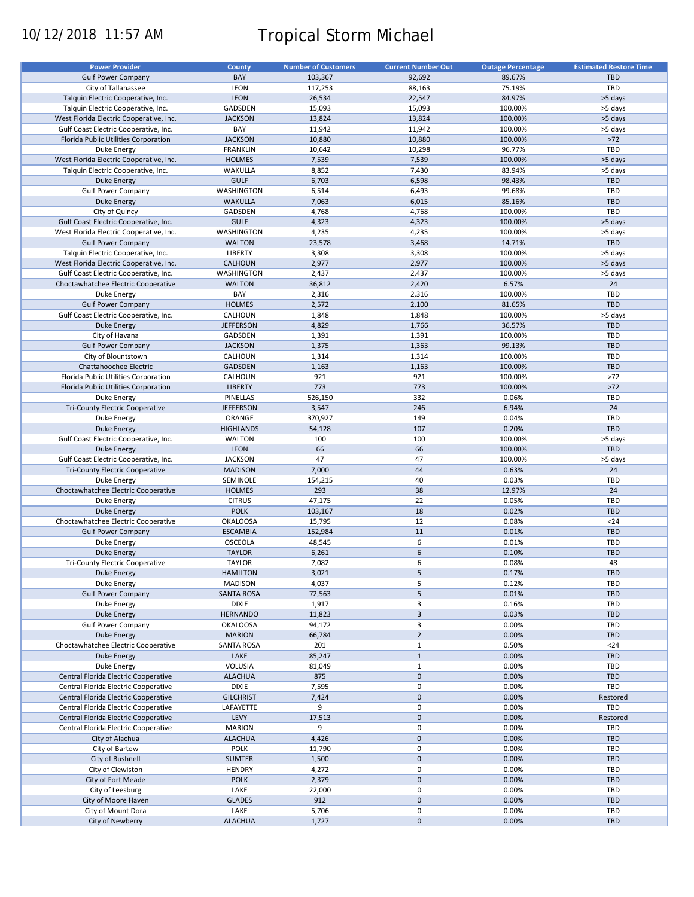10/12/2018 11:57 AM

# Tropical Storm Michael

| Power Provider | County | Number of Customers | Current Number Out | Outage Percentage | Estimated Restore Time |
|---|---|---|---|---|---|
| Gulf Power Company | BAY | 103,367 | 92,692 | 89.67% | TBD |
| City of Tallahassee | LEON | 117,253 | 88,163 | 75.19% | TBD |
| Talquin Electric Cooperative, Inc. | LEON | 26,534 | 22,547 | 84.97% | >5 days |
| Talquin Electric Cooperative, Inc. | GADSDEN | 15,093 | 15,093 | 100.00% | >5 days |
| West Florida Electric Cooperative, Inc. | JACKSON | 13,824 | 13,824 | 100.00% | >5 days |
| Gulf Coast Electric Cooperative, Inc. | BAY | 11,942 | 11,942 | 100.00% | >5 days |
| Florida Public Utilities Corporation | JACKSON | 10,880 | 10,880 | 100.00% | >72 |
| Duke Energy | FRANKLIN | 10,642 | 10,298 | 96.77% | TBD |
| West Florida Electric Cooperative, Inc. | HOLMES | 7,539 | 7,539 | 100.00% | >5 days |
| Talquin Electric Cooperative, Inc. | WAKULLA | 8,852 | 7,430 | 83.94% | >5 days |
| Duke Energy | GULF | 6,703 | 6,598 | 98.43% | TBD |
| Gulf Power Company | WASHINGTON | 6,514 | 6,493 | 99.68% | TBD |
| Duke Energy | WAKULLA | 7,063 | 6,015 | 85.16% | TBD |
| City of Quincy | GADSDEN | 4,768 | 4,768 | 100.00% | TBD |
| Gulf Coast Electric Cooperative, Inc. | GULF | 4,323 | 4,323 | 100.00% | >5 days |
| West Florida Electric Cooperative, Inc. | WASHINGTON | 4,235 | 4,235 | 100.00% | >5 days |
| Gulf Power Company | WALTON | 23,578 | 3,468 | 14.71% | TBD |
| Talquin Electric Cooperative, Inc. | LIBERTY | 3,308 | 3,308 | 100.00% | >5 days |
| West Florida Electric Cooperative, Inc. | CALHOUN | 2,977 | 2,977 | 100.00% | >5 days |
| Gulf Coast Electric Cooperative, Inc. | WASHINGTON | 2,437 | 2,437 | 100.00% | >5 days |
| Choctawhatchee Electric Cooperative | WALTON | 36,812 | 2,420 | 6.57% | 24 |
| Duke Energy | BAY | 2,316 | 2,316 | 100.00% | TBD |
| Gulf Power Company | HOLMES | 2,572 | 2,100 | 81.65% | TBD |
| Gulf Coast Electric Cooperative, Inc. | CALHOUN | 1,848 | 1,848 | 100.00% | >5 days |
| Duke Energy | JEFFERSON | 4,829 | 1,766 | 36.57% | TBD |
| City of Havana | GADSDEN | 1,391 | 1,391 | 100.00% | TBD |
| Gulf Power Company | JACKSON | 1,375 | 1,363 | 99.13% | TBD |
| City of Blountstown | CALHOUN | 1,314 | 1,314 | 100.00% | TBD |
| Chattahoochee Electric | GADSDEN | 1,163 | 1,163 | 100.00% | TBD |
| Florida Public Utilities Corporation | CALHOUN | 921 | 921 | 100.00% | >72 |
| Florida Public Utilities Corporation | LIBERTY | 773 | 773 | 100.00% | >72 |
| Duke Energy | PINELLAS | 526,150 | 332 | 0.06% | TBD |
| Tri-County Electric Cooperative | JEFFERSON | 3,547 | 246 | 6.94% | 24 |
| Duke Energy | ORANGE | 370,927 | 149 | 0.04% | TBD |
| Duke Energy | HIGHLANDS | 54,128 | 107 | 0.20% | TBD |
| Gulf Coast Electric Cooperative, Inc. | WALTON | 100 | 100 | 100.00% | >5 days |
| Duke Energy | LEON | 66 | 66 | 100.00% | TBD |
| Gulf Coast Electric Cooperative, Inc. | JACKSON | 47 | 47 | 100.00% | >5 days |
| Tri-County Electric Cooperative | MADISON | 7,000 | 44 | 0.63% | 24 |
| Duke Energy | SEMINOLE | 154,215 | 40 | 0.03% | TBD |
| Choctawhatchee Electric Cooperative | HOLMES | 293 | 38 | 12.97% | 24 |
| Duke Energy | CITRUS | 47,175 | 22 | 0.05% | TBD |
| Duke Energy | POLK | 103,167 | 18 | 0.02% | TBD |
| Choctawhatchee Electric Cooperative | OKALOOSA | 15,795 | 12 | 0.08% | <24 |
| Gulf Power Company | ESCAMBIA | 152,984 | 11 | 0.01% | TBD |
| Duke Energy | OSCEOLA | 48,545 | 6 | 0.01% | TBD |
| Duke Energy | TAYLOR | 6,261 | 6 | 0.10% | TBD |
| Tri-County Electric Cooperative | TAYLOR | 7,082 | 6 | 0.08% | 48 |
| Duke Energy | HAMILTON | 3,021 | 5 | 0.17% | TBD |
| Duke Energy | MADISON | 4,037 | 5 | 0.12% | TBD |
| Gulf Power Company | SANTA ROSA | 72,563 | 5 | 0.01% | TBD |
| Duke Energy | DIXIE | 1,917 | 3 | 0.16% | TBD |
| Duke Energy | HERNANDO | 11,823 | 3 | 0.03% | TBD |
| Gulf Power Company | OKALOOSA | 94,172 | 3 | 0.00% | TBD |
| Duke Energy | MARION | 66,784 | 2 | 0.00% | TBD |
| Choctawhatchee Electric Cooperative | SANTA ROSA | 201 | 1 | 0.50% | <24 |
| Duke Energy | LAKE | 85,247 | 1 | 0.00% | TBD |
| Duke Energy | VOLUSIA | 81,049 | 1 | 0.00% | TBD |
| Central Florida Electric Cooperative | ALACHUA | 875 | 0 | 0.00% | TBD |
| Central Florida Electric Cooperative | DIXIE | 7,595 | 0 | 0.00% | TBD |
| Central Florida Electric Cooperative | GILCHRIST | 7,424 | 0 | 0.00% | Restored |
| Central Florida Electric Cooperative | LAFAYETTE | 9 | 0 | 0.00% | TBD |
| Central Florida Electric Cooperative | LEVY | 17,513 | 0 | 0.00% | Restored |
| Central Florida Electric Cooperative | MARION | 9 | 0 | 0.00% | TBD |
| City of Alachua | ALACHUA | 4,426 | 0 | 0.00% | TBD |
| City of Bartow | POLK | 11,790 | 0 | 0.00% | TBD |
| City of Bushnell | SUMTER | 1,500 | 0 | 0.00% | TBD |
| City of Clewiston | HENDRY | 4,272 | 0 | 0.00% | TBD |
| City of Fort Meade | POLK | 2,379 | 0 | 0.00% | TBD |
| City of Leesburg | LAKE | 22,000 | 0 | 0.00% | TBD |
| City of Moore Haven | GLADES | 912 | 0 | 0.00% | TBD |
| City of Mount Dora | LAKE | 5,706 | 0 | 0.00% | TBD |
| City of Newberry | ALACHUA | 1,727 | 0 | 0.00% | TBD |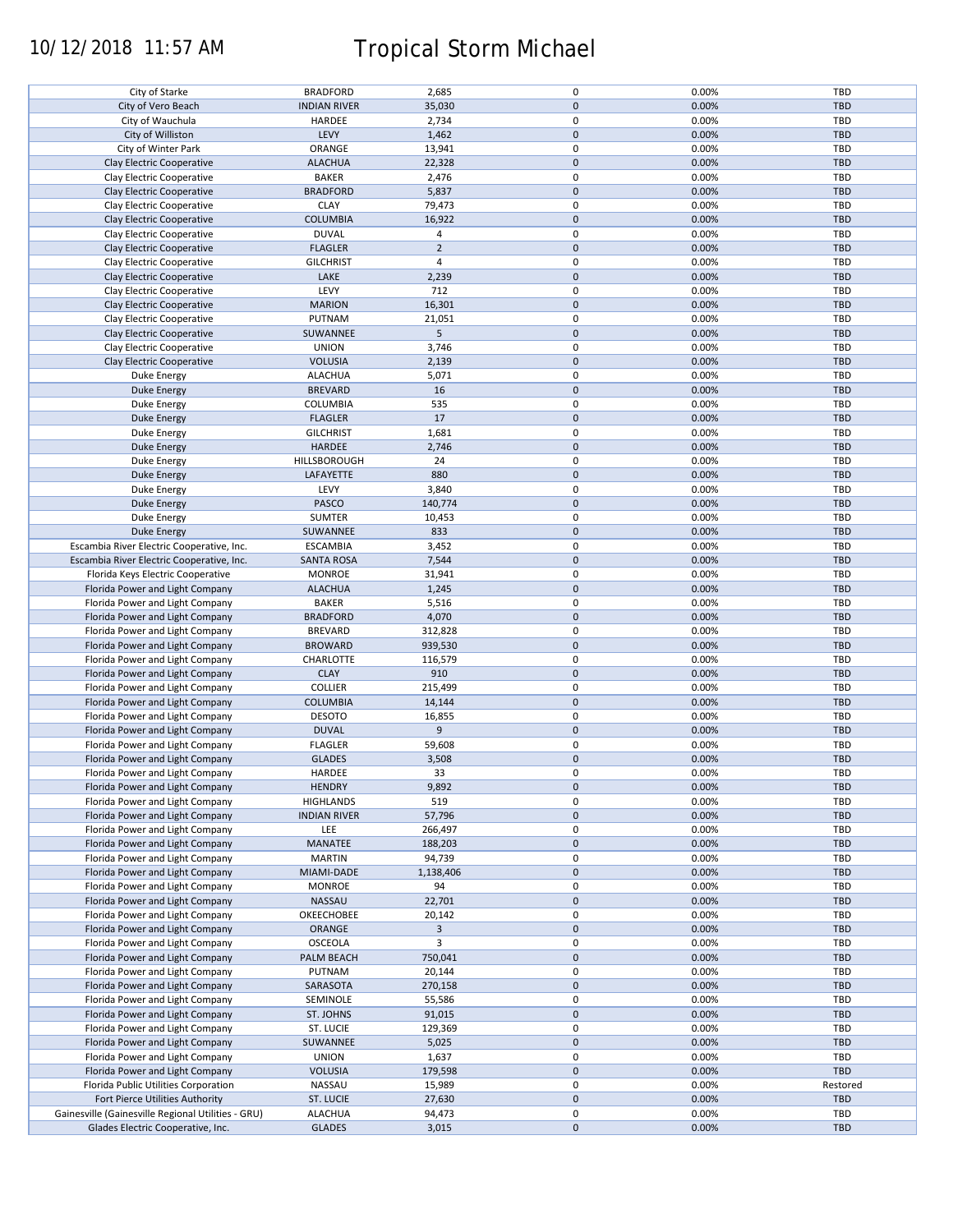| City of Starke | BRADFORD | 2,685 | 0 | 0.00% | TBD |
|---|---|---|---|---|---|
| City of Vero Beach | INDIAN RIVER | 35,030 | 0 | 0.00% | TBD |
| City of Wauchula | HARDEE | 2,734 | 0 | 0.00% | TBD |
| City of Williston | LEVY | 1,462 | 0 | 0.00% | TBD |
| City of Winter Park | ORANGE | 13,941 | 0 | 0.00% | TBD |
| Clay Electric Cooperative | ALACHUA | 22,328 | 0 | 0.00% | TBD |
| Clay Electric Cooperative | BAKER | 2,476 | 0 | 0.00% | TBD |
| Clay Electric Cooperative | BRADFORD | 5,837 | 0 | 0.00% | TBD |
| Clay Electric Cooperative | CLAY | 79,473 | 0 | 0.00% | TBD |
| Clay Electric Cooperative | COLUMBIA | 16,922 | 0 | 0.00% | TBD |
| Clay Electric Cooperative | DUVAL | 4 | 0 | 0.00% | TBD |
| Clay Electric Cooperative | FLAGLER | 2 | 0 | 0.00% | TBD |
| Clay Electric Cooperative | GILCHRIST | 4 | 0 | 0.00% | TBD |
| Clay Electric Cooperative | LAKE | 2,239 | 0 | 0.00% | TBD |
| Clay Electric Cooperative | LEVY | 712 | 0 | 0.00% | TBD |
| Clay Electric Cooperative | MARION | 16,301 | 0 | 0.00% | TBD |
| Clay Electric Cooperative | PUTNAM | 21,051 | 0 | 0.00% | TBD |
| Clay Electric Cooperative | SUWANNEE | 5 | 0 | 0.00% | TBD |
| Clay Electric Cooperative | UNION | 3,746 | 0 | 0.00% | TBD |
| Clay Electric Cooperative | VOLUSIA | 2,139 | 0 | 0.00% | TBD |
| Duke Energy | ALACHUA | 5,071 | 0 | 0.00% | TBD |
| Duke Energy | BREVARD | 16 | 0 | 0.00% | TBD |
| Duke Energy | COLUMBIA | 535 | 0 | 0.00% | TBD |
| Duke Energy | FLAGLER | 17 | 0 | 0.00% | TBD |
| Duke Energy | GILCHRIST | 1,681 | 0 | 0.00% | TBD |
| Duke Energy | HARDEE | 2,746 | 0 | 0.00% | TBD |
| Duke Energy | HILLSBOROUGH | 24 | 0 | 0.00% | TBD |
| Duke Energy | LAFAYETTE | 880 | 0 | 0.00% | TBD |
| Duke Energy | LEVY | 3,840 | 0 | 0.00% | TBD |
| Duke Energy | PASCO | 140,774 | 0 | 0.00% | TBD |
| Duke Energy | SUMTER | 10,453 | 0 | 0.00% | TBD |
| Duke Energy | SUWANNEE | 833 | 0 | 0.00% | TBD |
| Escambia River Electric Cooperative, Inc. | ESCAMBIA | 3,452 | 0 | 0.00% | TBD |
| Escambia River Electric Cooperative, Inc. | SANTA ROSA | 7,544 | 0 | 0.00% | TBD |
| Florida Keys Electric Cooperative | MONROE | 31,941 | 0 | 0.00% | TBD |
| Florida Power and Light Company | ALACHUA | 1,245 | 0 | 0.00% | TBD |
| Florida Power and Light Company | BAKER | 5,516 | 0 | 0.00% | TBD |
| Florida Power and Light Company | BRADFORD | 4,070 | 0 | 0.00% | TBD |
| Florida Power and Light Company | BREVARD | 312,828 | 0 | 0.00% | TBD |
| Florida Power and Light Company | BROWARD | 939,530 | 0 | 0.00% | TBD |
| Florida Power and Light Company | CHARLOTTE | 116,579 | 0 | 0.00% | TBD |
| Florida Power and Light Company | CLAY | 910 | 0 | 0.00% | TBD |
| Florida Power and Light Company | COLLIER | 215,499 | 0 | 0.00% | TBD |
| Florida Power and Light Company | COLUMBIA | 14,144 | 0 | 0.00% | TBD |
| Florida Power and Light Company | DESOTO | 16,855 | 0 | 0.00% | TBD |
| Florida Power and Light Company | DUVAL | 9 | 0 | 0.00% | TBD |
| Florida Power and Light Company | FLAGLER | 59,608 | 0 | 0.00% | TBD |
| Florida Power and Light Company | GLADES | 3,508 | 0 | 0.00% | TBD |
| Florida Power and Light Company | HARDEE | 33 | 0 | 0.00% | TBD |
| Florida Power and Light Company | HENDRY | 9,892 | 0 | 0.00% | TBD |
| Florida Power and Light Company | HIGHLANDS | 519 | 0 | 0.00% | TBD |
| Florida Power and Light Company | INDIAN RIVER | 57,796 | 0 | 0.00% | TBD |
| Florida Power and Light Company | LEE | 266,497 | 0 | 0.00% | TBD |
| Florida Power and Light Company | MANATEE | 188,203 | 0 | 0.00% | TBD |
| Florida Power and Light Company | MARTIN | 94,739 | 0 | 0.00% | TBD |
| Florida Power and Light Company | MIAMI-DADE | 1,138,406 | 0 | 0.00% | TBD |
| Florida Power and Light Company | MONROE | 94 | 0 | 0.00% | TBD |
| Florida Power and Light Company | NASSAU | 22,701 | 0 | 0.00% | TBD |
| Florida Power and Light Company | OKEECHOBEE | 20,142 | 0 | 0.00% | TBD |
| Florida Power and Light Company | ORANGE | 3 | 0 | 0.00% | TBD |
| Florida Power and Light Company | OSCEOLA | 3 | 0 | 0.00% | TBD |
| Florida Power and Light Company | PALM BEACH | 750,041 | 0 | 0.00% | TBD |
| Florida Power and Light Company | PUTNAM | 20,144 | 0 | 0.00% | TBD |
| Florida Power and Light Company | SARASOTA | 270,158 | 0 | 0.00% | TBD |
| Florida Power and Light Company | SEMINOLE | 55,586 | 0 | 0.00% | TBD |
| Florida Power and Light Company | ST. JOHNS | 91,015 | 0 | 0.00% | TBD |
| Florida Power and Light Company | ST. LUCIE | 129,369 | 0 | 0.00% | TBD |
| Florida Power and Light Company | SUWANNEE | 5,025 | 0 | 0.00% | TBD |
| Florida Power and Light Company | UNION | 1,637 | 0 | 0.00% | TBD |
| Florida Power and Light Company | VOLUSIA | 179,598 | 0 | 0.00% | TBD |
| Florida Public Utilities Corporation | NASSAU | 15,989 | 0 | 0.00% | Restored |
| Fort Pierce Utilities Authority | ST. LUCIE | 27,630 | 0 | 0.00% | TBD |
| Gainesville (Gainesville Regional Utilities - GRU) | ALACHUA | 94,473 | 0 | 0.00% | TBD |
| Glades Electric Cooperative, Inc. | GLADES | 3,015 | 0 | 0.00% | TBD |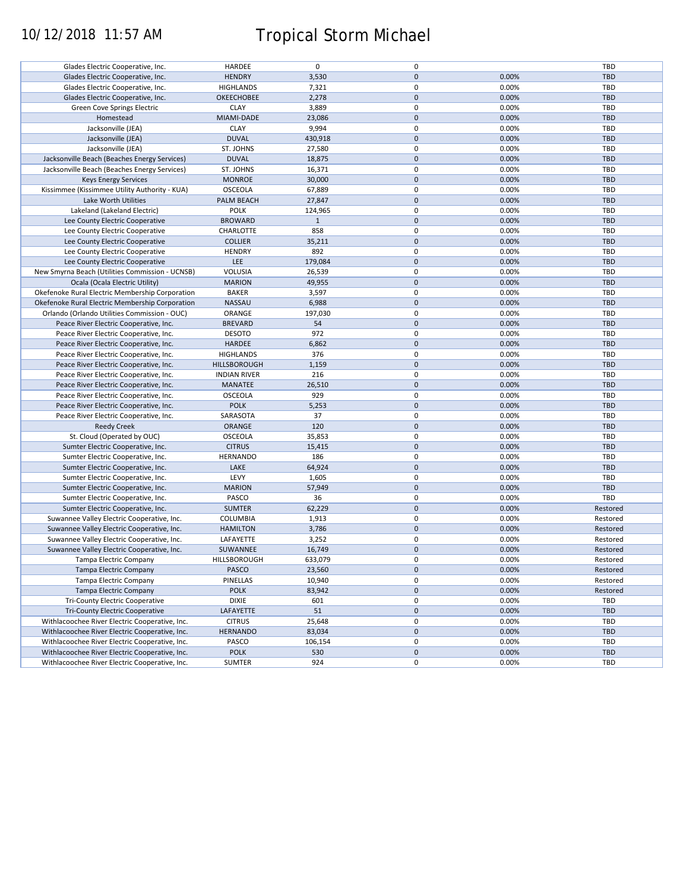# Tropical Storm Michael

| | | | | | |
|---|---|---|---|---|---|
| Glades Electric Cooperative, Inc. | HARDEE | 0 | 0 | | TBD |
| Glades Electric Cooperative, Inc. | HENDRY | 3,530 | 0 | 0.00% | TBD |
| Glades Electric Cooperative, Inc. | HIGHLANDS | 7,321 | 0 | 0.00% | TBD |
| Glades Electric Cooperative, Inc. | OKEECHOBEE | 2,278 | 0 | 0.00% | TBD |
| Green Cove Springs Electric | CLAY | 3,889 | 0 | 0.00% | TBD |
| Homestead | MIAMI-DADE | 23,086 | 0 | 0.00% | TBD |
| Jacksonville (JEA) | CLAY | 9,994 | 0 | 0.00% | TBD |
| Jacksonville (JEA) | DUVAL | 430,918 | 0 | 0.00% | TBD |
| Jacksonville (JEA) | ST. JOHNS | 27,580 | 0 | 0.00% | TBD |
| Jacksonville Beach (Beaches Energy Services) | DUVAL | 18,875 | 0 | 0.00% | TBD |
| Jacksonville Beach (Beaches Energy Services) | ST. JOHNS | 16,371 | 0 | 0.00% | TBD |
| Keys Energy Services | MONROE | 30,000 | 0 | 0.00% | TBD |
| Kissimmee (Kissimmee Utility Authority - KUA) | OSCEOLA | 67,889 | 0 | 0.00% | TBD |
| Lake Worth Utilities | PALM BEACH | 27,847 | 0 | 0.00% | TBD |
| Lakeland (Lakeland Electric) | POLK | 124,965 | 0 | 0.00% | TBD |
| Lee County Electric Cooperative | BROWARD | 1 | 0 | 0.00% | TBD |
| Lee County Electric Cooperative | CHARLOTTE | 858 | 0 | 0.00% | TBD |
| Lee County Electric Cooperative | COLLIER | 35,211 | 0 | 0.00% | TBD |
| Lee County Electric Cooperative | HENDRY | 892 | 0 | 0.00% | TBD |
| Lee County Electric Cooperative | LEE | 179,084 | 0 | 0.00% | TBD |
| New Smyrna Beach (Utilities Commission - UCNSB) | VOLUSIA | 26,539 | 0 | 0.00% | TBD |
| Ocala (Ocala Electric Utility) | MARION | 49,955 | 0 | 0.00% | TBD |
| Okefenoke Rural Electric Membership Corporation | BAKER | 3,597 | 0 | 0.00% | TBD |
| Okefenoke Rural Electric Membership Corporation | NASSAU | 6,988 | 0 | 0.00% | TBD |
| Orlando (Orlando Utilities Commission - OUC) | ORANGE | 197,030 | 0 | 0.00% | TBD |
| Peace River Electric Cooperative, Inc. | BREVARD | 54 | 0 | 0.00% | TBD |
| Peace River Electric Cooperative, Inc. | DESOTO | 972 | 0 | 0.00% | TBD |
| Peace River Electric Cooperative, Inc. | HARDEE | 6,862 | 0 | 0.00% | TBD |
| Peace River Electric Cooperative, Inc. | HIGHLANDS | 376 | 0 | 0.00% | TBD |
| Peace River Electric Cooperative, Inc. | HILLSBOROUGH | 1,159 | 0 | 0.00% | TBD |
| Peace River Electric Cooperative, Inc. | INDIAN RIVER | 216 | 0 | 0.00% | TBD |
| Peace River Electric Cooperative, Inc. | MANATEE | 26,510 | 0 | 0.00% | TBD |
| Peace River Electric Cooperative, Inc. | OSCEOLA | 929 | 0 | 0.00% | TBD |
| Peace River Electric Cooperative, Inc. | POLK | 5,253 | 0 | 0.00% | TBD |
| Peace River Electric Cooperative, Inc. | SARASOTA | 37 | 0 | 0.00% | TBD |
| Reedy Creek | ORANGE | 120 | 0 | 0.00% | TBD |
| St. Cloud (Operated by OUC) | OSCEOLA | 35,853 | 0 | 0.00% | TBD |
| Sumter Electric Cooperative, Inc. | CITRUS | 15,415 | 0 | 0.00% | TBD |
| Sumter Electric Cooperative, Inc. | HERNANDO | 186 | 0 | 0.00% | TBD |
| Sumter Electric Cooperative, Inc. | LAKE | 64,924 | 0 | 0.00% | TBD |
| Sumter Electric Cooperative, Inc. | LEVY | 1,605 | 0 | 0.00% | TBD |
| Sumter Electric Cooperative, Inc. | MARION | 57,949 | 0 | 0.00% | TBD |
| Sumter Electric Cooperative, Inc. | PASCO | 36 | 0 | 0.00% | TBD |
| Sumter Electric Cooperative, Inc. | SUMTER | 62,229 | 0 | 0.00% | Restored |
| Suwannee Valley Electric Cooperative, Inc. | COLUMBIA | 1,913 | 0 | 0.00% | Restored |
| Suwannee Valley Electric Cooperative, Inc. | HAMILTON | 3,786 | 0 | 0.00% | Restored |
| Suwannee Valley Electric Cooperative, Inc. | LAFAYETTE | 3,252 | 0 | 0.00% | Restored |
| Suwannee Valley Electric Cooperative, Inc. | SUWANNEE | 16,749 | 0 | 0.00% | Restored |
| Tampa Electric Company | HILLSBOROUGH | 633,079 | 0 | 0.00% | Restored |
| Tampa Electric Company | PASCO | 23,560 | 0 | 0.00% | Restored |
| Tampa Electric Company | PINELLAS | 10,940 | 0 | 0.00% | Restored |
| Tampa Electric Company | POLK | 83,942 | 0 | 0.00% | Restored |
| Tri-County Electric Cooperative | DIXIE | 601 | 0 | 0.00% | TBD |
| Tri-County Electric Cooperative | LAFAYETTE | 51 | 0 | 0.00% | TBD |
| Withlacoochee River Electric Cooperative, Inc. | CITRUS | 25,648 | 0 | 0.00% | TBD |
| Withlacoochee River Electric Cooperative, Inc. | HERNANDO | 83,034 | 0 | 0.00% | TBD |
| Withlacoochee River Electric Cooperative, Inc. | PASCO | 106,154 | 0 | 0.00% | TBD |
| Withlacoochee River Electric Cooperative, Inc. | POLK | 530 | 0 | 0.00% | TBD |
| Withlacoochee River Electric Cooperative, Inc. | SUMTER | 924 | 0 | 0.00% | TBD |